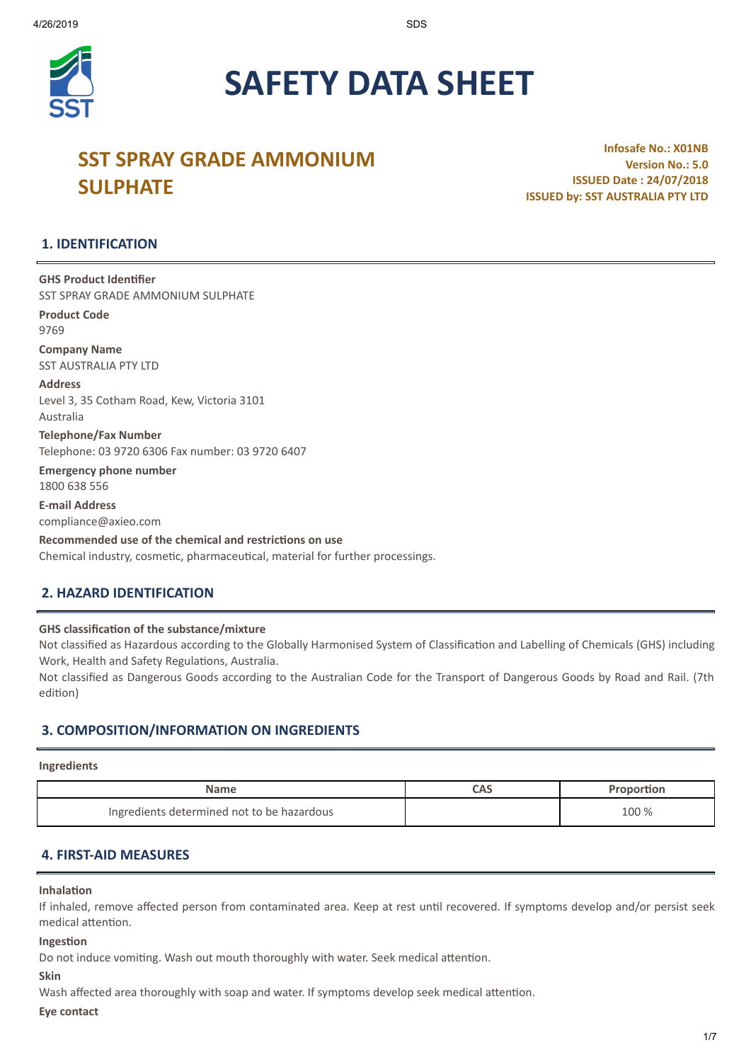# SAFETY DATA SHEET

## SST SPRAY GRADE AMMONIUM SULPHATE

**Infosafe No.: X01NB**
**Version No.: 5.0**
**ISSUED Date : 24/07/2018**
**ISSUED by: SST AUSTRALIA PTY LTD**

## 1. IDENTIFICATION

**GHS Product Identifier**
SST SPRAY GRADE AMMONIUM SULPHATE

**Product Code**
9769

**Company Name**
SST AUSTRALIA PTY LTD

**Address**
Level 3, 35 Cotham Road, Kew, Victoria 3101
Australia

**Telephone/Fax Number**
Telephone: 03 9720 6306 Fax number: 03 9720 6407

**Emergency phone number**
1800 638 556

**E-mail Address**
compliance@axieo.com

**Recommended use of the chemical and restrictions on use**
Chemical industry, cosmetic, pharmaceutical, material for further processings.

## 2. HAZARD IDENTIFICATION

**GHS classification of the substance/mixture**
Not classified as Hazardous according to the Globally Harmonised System of Classification and Labelling of Chemicals (GHS) including Work, Health and Safety Regulations, Australia.
Not classified as Dangerous Goods according to the Australian Code for the Transport of Dangerous Goods by Road and Rail. (7th edition)

## 3. COMPOSITION/INFORMATION ON INGREDIENTS

**Ingredients**

| Name | CAS | Proportion |
| --- | --- | --- |
| Ingredients determined not to be hazardous | | 100 % |

## 4. FIRST-AID MEASURES

**Inhalation**
If inhaled, remove affected person from contaminated area. Keep at rest until recovered. If symptoms develop and/or persist seek medical attention.

**Ingestion**
Do not induce vomiting. Wash out mouth thoroughly with water. Seek medical attention.

**Skin**
Wash affected area thoroughly with soap and water. If symptoms develop seek medical attention.

**Eye contact**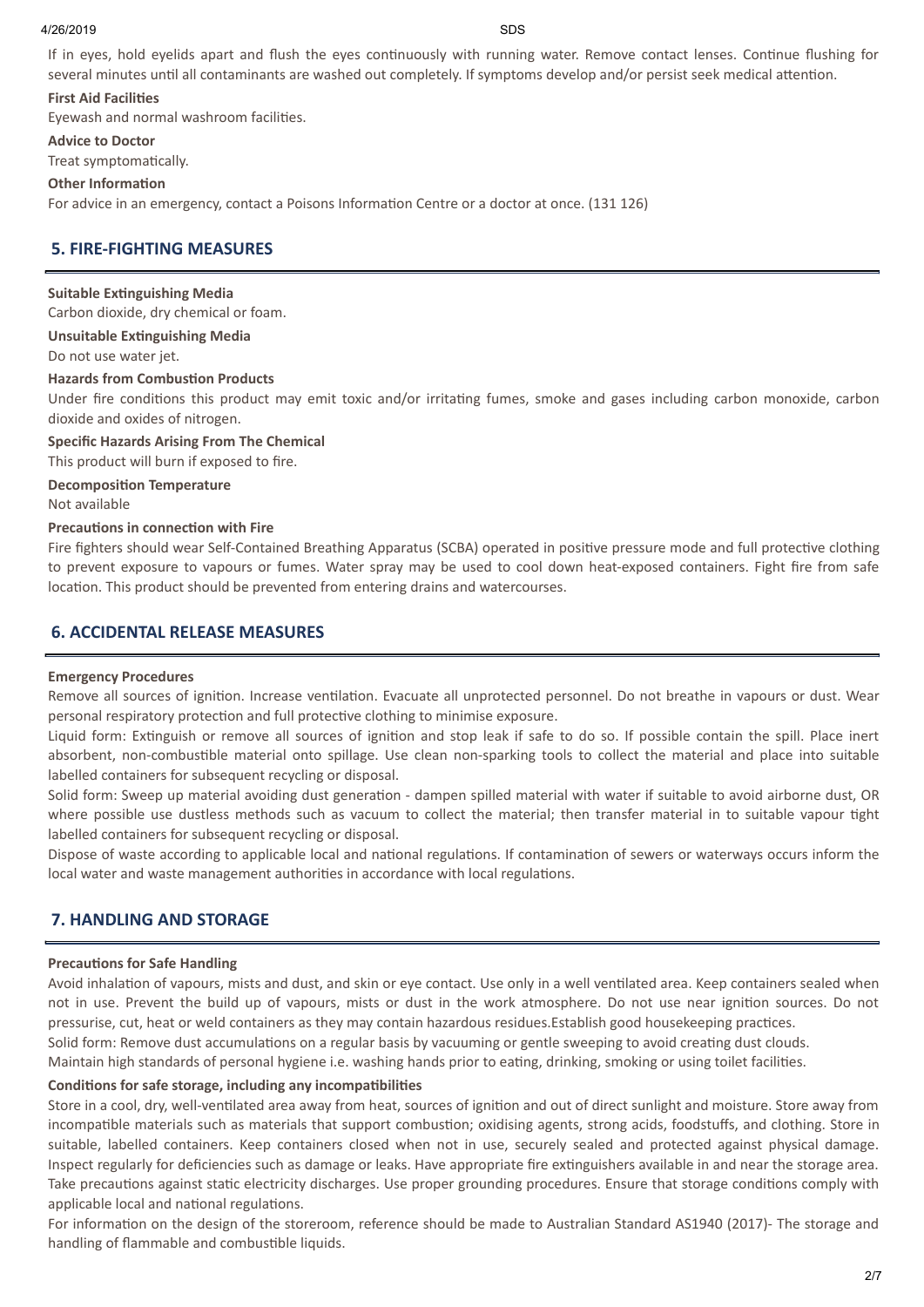If in eyes, hold eyelids apart and flush the eyes continuously with running water. Remove contact lenses. Continue flushing for several minutes until all contaminants are washed out completely. If symptoms develop and/or persist seek medical attention.

**First Aid Facilities**

Eyewash and normal washroom facilities.

**Advice to Doctor**

Treat symptomatically.

**Other Information**

For advice in an emergency, contact a Poisons Information Centre or a doctor at once. (131 126)

## 5. FIRE-FIGHTING MEASURES

**Suitable Extinguishing Media**

Carbon dioxide, dry chemical or foam.

**Unsuitable Extinguishing Media**

Do not use water jet.

**Hazards from Combustion Products**

Under fire conditions this product may emit toxic and/or irritating fumes, smoke and gases including carbon monoxide, carbon dioxide and oxides of nitrogen.

**Specific Hazards Arising From The Chemical**

This product will burn if exposed to fire.

**Decomposition Temperature**

Not available

**Precautions in connection with Fire**

Fire fighters should wear Self-Contained Breathing Apparatus (SCBA) operated in positive pressure mode and full protective clothing to prevent exposure to vapours or fumes. Water spray may be used to cool down heat-exposed containers. Fight fire from safe location. This product should be prevented from entering drains and watercourses.

## 6. ACCIDENTAL RELEASE MEASURES

**Emergency Procedures**

Remove all sources of ignition. Increase ventilation. Evacuate all unprotected personnel. Do not breathe in vapours or dust. Wear personal respiratory protection and full protective clothing to minimise exposure.

Liquid form: Extinguish or remove all sources of ignition and stop leak if safe to do so. If possible contain the spill. Place inert absorbent, non-combustible material onto spillage. Use clean non-sparking tools to collect the material and place into suitable labelled containers for subsequent recycling or disposal.

Solid form: Sweep up material avoiding dust generation - dampen spilled material with water if suitable to avoid airborne dust, OR where possible use dustless methods such as vacuum to collect the material; then transfer material in to suitable vapour tight labelled containers for subsequent recycling or disposal.

Dispose of waste according to applicable local and national regulations. If contamination of sewers or waterways occurs inform the local water and waste management authorities in accordance with local regulations.

## 7. HANDLING AND STORAGE

**Precautions for Safe Handling**

Avoid inhalation of vapours, mists and dust, and skin or eye contact. Use only in a well ventilated area. Keep containers sealed when not in use. Prevent the build up of vapours, mists or dust in the work atmosphere. Do not use near ignition sources. Do not pressurise, cut, heat or weld containers as they may contain hazardous residues.Establish good housekeeping practices.

Solid form: Remove dust accumulations on a regular basis by vacuuming or gentle sweeping to avoid creating dust clouds.

Maintain high standards of personal hygiene i.e. washing hands prior to eating, drinking, smoking or using toilet facilities.

**Conditions for safe storage, including any incompatibilities**

Store in a cool, dry, well-ventilated area away from heat, sources of ignition and out of direct sunlight and moisture. Store away from incompatible materials such as materials that support combustion; oxidising agents, strong acids, foodstuffs, and clothing. Store in suitable, labelled containers. Keep containers closed when not in use, securely sealed and protected against physical damage. Inspect regularly for deficiencies such as damage or leaks. Have appropriate fire extinguishers available in and near the storage area. Take precautions against static electricity discharges. Use proper grounding procedures. Ensure that storage conditions comply with applicable local and national regulations.

For information on the design of the storeroom, reference should be made to Australian Standard AS1940 (2017)- The storage and handling of flammable and combustible liquids.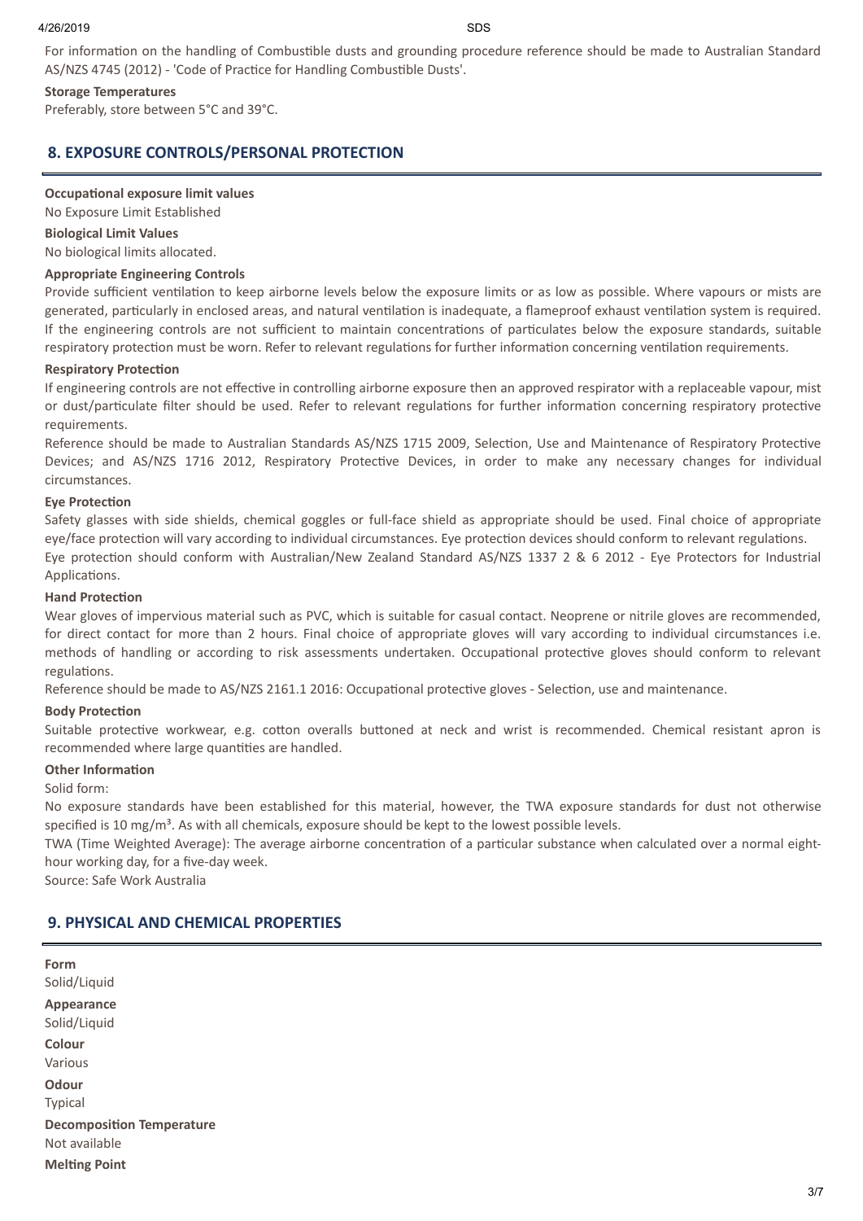For information on the handling of Combustible dusts and grounding procedure reference should be made to Australian Standard AS/NZS 4745 (2012) - 'Code of Practice for Handling Combustible Dusts'.

**Storage Temperatures**

Preferably, store between 5°C and 39°C.

## 8. EXPOSURE CONTROLS/PERSONAL PROTECTION

**Occupational exposure limit values**

No Exposure Limit Established

**Biological Limit Values**

No biological limits allocated.

**Appropriate Engineering Controls**

Provide sufficient ventilation to keep airborne levels below the exposure limits or as low as possible. Where vapours or mists are generated, particularly in enclosed areas, and natural ventilation is inadequate, a flameproof exhaust ventilation system is required. If the engineering controls are not sufficient to maintain concentrations of particulates below the exposure standards, suitable respiratory protection must be worn. Refer to relevant regulations for further information concerning ventilation requirements.

**Respiratory Protection**

If engineering controls are not effective in controlling airborne exposure then an approved respirator with a replaceable vapour, mist or dust/particulate filter should be used. Refer to relevant regulations for further information concerning respiratory protective requirements.

Reference should be made to Australian Standards AS/NZS 1715 2009, Selection, Use and Maintenance of Respiratory Protective Devices; and AS/NZS 1716 2012, Respiratory Protective Devices, in order to make any necessary changes for individual circumstances.

**Eye Protection**

Safety glasses with side shields, chemical goggles or full-face shield as appropriate should be used. Final choice of appropriate eye/face protection will vary according to individual circumstances. Eye protection devices should conform to relevant regulations.

Eye protection should conform with Australian/New Zealand Standard AS/NZS 1337 2 & 6 2012 - Eye Protectors for Industrial Applications.

**Hand Protection**

Wear gloves of impervious material such as PVC, which is suitable for casual contact. Neoprene or nitrile gloves are recommended, for direct contact for more than 2 hours. Final choice of appropriate gloves will vary according to individual circumstances i.e. methods of handling or according to risk assessments undertaken. Occupational protective gloves should conform to relevant regulations.

Reference should be made to AS/NZS 2161.1 2016: Occupational protective gloves - Selection, use and maintenance.

**Body Protection**

Suitable protective workwear, e.g. cotton overalls buttoned at neck and wrist is recommended. Chemical resistant apron is recommended where large quantities are handled.

**Other Information**

Solid form:

No exposure standards have been established for this material, however, the TWA exposure standards for dust not otherwise specified is 10 mg/m³. As with all chemicals, exposure should be kept to the lowest possible levels.

TWA (Time Weighted Average): The average airborne concentration of a particular substance when calculated over a normal eight-hour working day, for a five-day week.

Source: Safe Work Australia

## 9. PHYSICAL AND CHEMICAL PROPERTIES

**Form**

Solid/Liquid

**Appearance**

Solid/Liquid

**Colour**

Various

**Odour**

Typical

**Decomposition Temperature**

Not available

**Melting Point**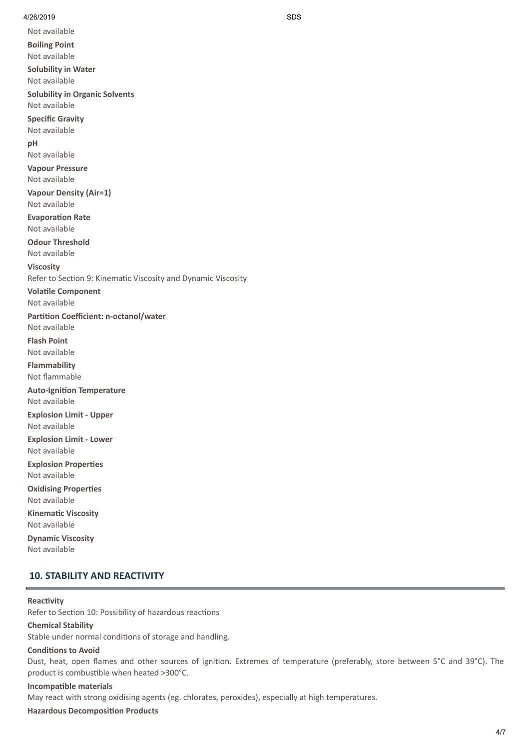Not available

**Boiling Point**

Not available

**Solubility in Water**

Not available

**Solubility in Organic Solvents**

Not available

**Specific Gravity**

Not available

**pH**

Not available

**Vapour Pressure**

Not available

**Vapour Density (Air=1)**

Not available

**Evaporation Rate**

Not available

**Odour Threshold**

Not available

**Viscosity**

Refer to Section 9: Kinematic Viscosity and Dynamic Viscosity

**Volatile Component**

Not available

**Partition Coefficient: n-octanol/water**

Not available

**Flash Point**

Not available

**Flammability**

Not flammable

**Auto-Ignition Temperature**

Not available

**Explosion Limit - Upper**

Not available

**Explosion Limit - Lower**

Not available

**Explosion Properties**

Not available

**Oxidising Properties**

Not available

**Kinematic Viscosity**

Not available

**Dynamic Viscosity**

Not available

## 10. STABILITY AND REACTIVITY

**Reactivity**

Refer to Section 10: Possibility of hazardous reactions

**Chemical Stability**

Stable under normal conditions of storage and handling.

**Conditions to Avoid**

Dust, heat, open flames and other sources of ignition. Extremes of temperature (preferably, store between 5°C and 39°C). The product is combustible when heated >300°C.

**Incompatible materials**

May react with strong oxidising agents (eg. chlorates, peroxides), especially at high temperatures.

**Hazardous Decomposition Products**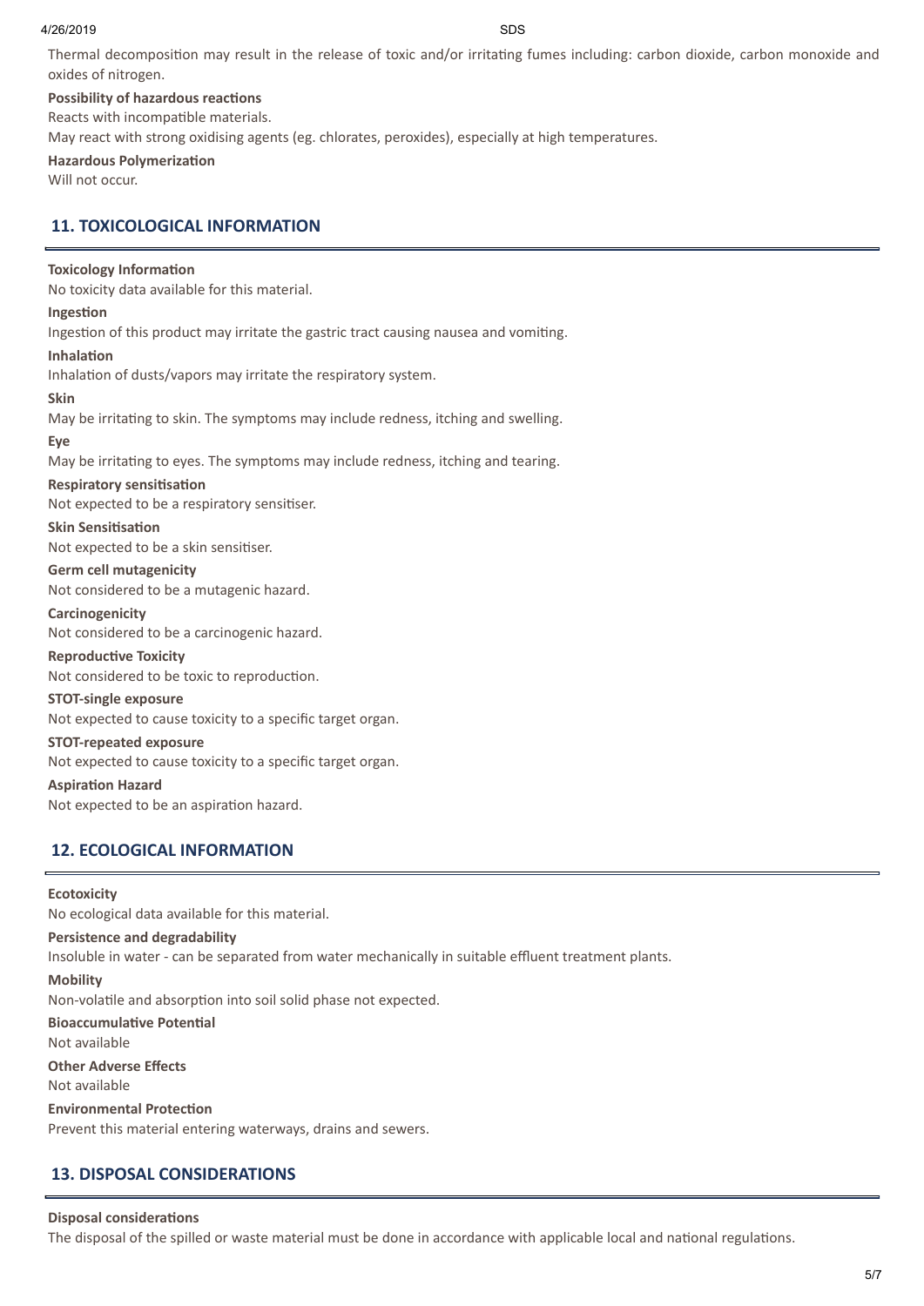Thermal decomposition may result in the release of toxic and/or irritating fumes including: carbon dioxide, carbon monoxide and oxides of nitrogen.

**Possibility of hazardous reactions**

Reacts with incompatible materials.

May react with strong oxidising agents (eg. chlorates, peroxides), especially at high temperatures.

**Hazardous Polymerization**

Will not occur.

## 11. TOXICOLOGICAL INFORMATION

**Toxicology Information**

No toxicity data available for this material.

**Ingestion**

Ingestion of this product may irritate the gastric tract causing nausea and vomiting.

**Inhalation**

Inhalation of dusts/vapors may irritate the respiratory system.

**Skin**

May be irritating to skin. The symptoms may include redness, itching and swelling.

**Eye**

May be irritating to eyes. The symptoms may include redness, itching and tearing.

**Respiratory sensitisation**

Not expected to be a respiratory sensitiser.

**Skin Sensitisation**

Not expected to be a skin sensitiser.

**Germ cell mutagenicity**

Not considered to be a mutagenic hazard.

**Carcinogenicity**

Not considered to be a carcinogenic hazard.

**Reproductive Toxicity**

Not considered to be toxic to reproduction.

**STOT-single exposure**

Not expected to cause toxicity to a specific target organ.

**STOT-repeated exposure**

Not expected to cause toxicity to a specific target organ.

**Aspiration Hazard**

Not expected to be an aspiration hazard.

## 12. ECOLOGICAL INFORMATION

**Ecotoxicity**

No ecological data available for this material.

**Persistence and degradability**

Insoluble in water - can be separated from water mechanically in suitable effluent treatment plants.

**Mobility**

Non-volatile and absorption into soil solid phase not expected.

**Bioaccumulative Potential**

Not available

**Other Adverse Effects**

Not available

**Environmental Protection**

Prevent this material entering waterways, drains and sewers.

## 13. DISPOSAL CONSIDERATIONS

**Disposal considerations**

The disposal of the spilled or waste material must be done in accordance with applicable local and national regulations.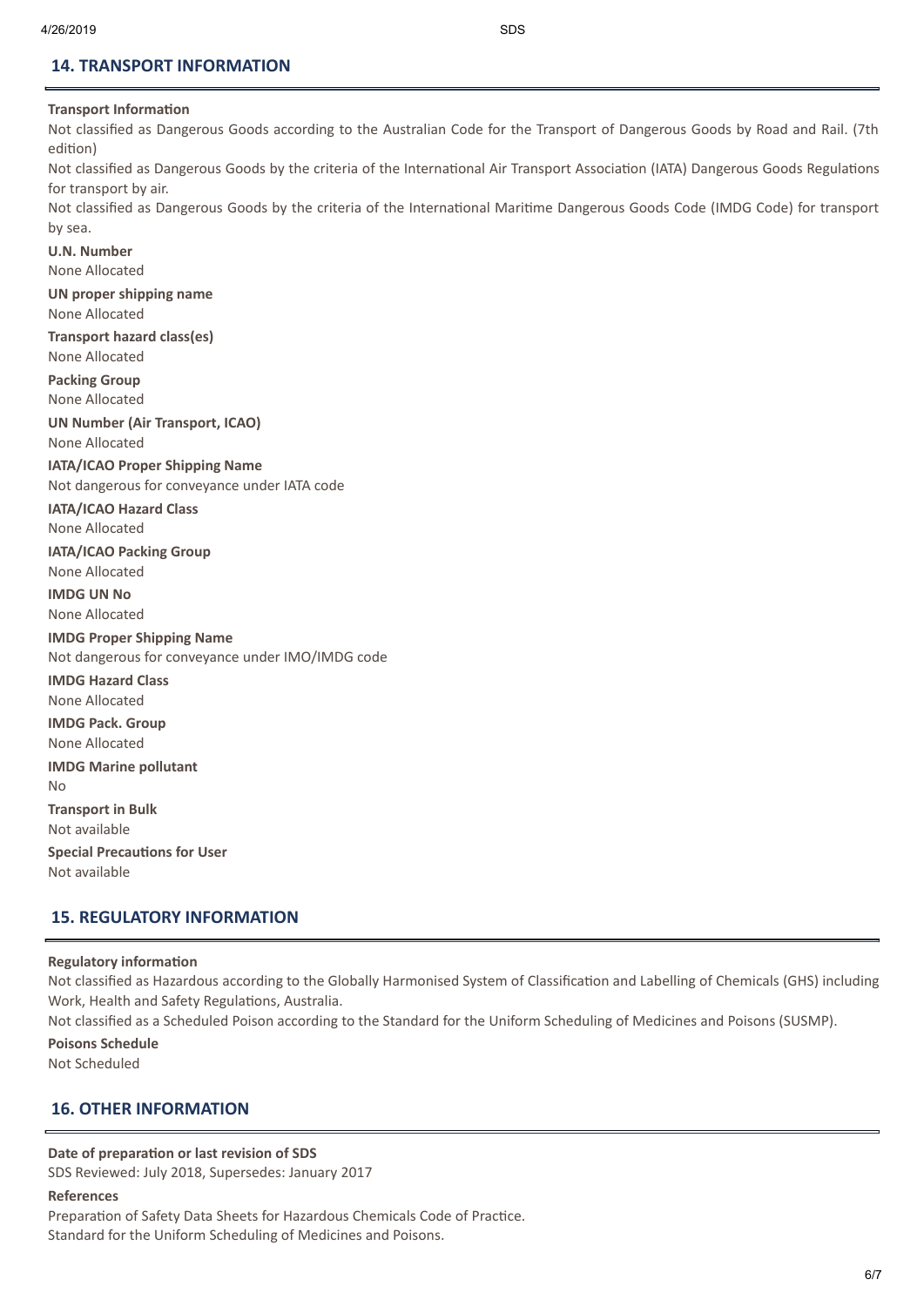## 14. TRANSPORT INFORMATION

**Transport Information**

Not classified as Dangerous Goods according to the Australian Code for the Transport of Dangerous Goods by Road and Rail. (7th edition)

Not classified as Dangerous Goods by the criteria of the International Air Transport Association (IATA) Dangerous Goods Regulations for transport by air.

Not classified as Dangerous Goods by the criteria of the International Maritime Dangerous Goods Code (IMDG Code) for transport by sea.

**U.N. Number**

None Allocated

**UN proper shipping name**

None Allocated

**Transport hazard class(es)**

None Allocated

**Packing Group**

None Allocated

**UN Number (Air Transport, ICAO)**

None Allocated

**IATA/ICAO Proper Shipping Name**

Not dangerous for conveyance under IATA code

**IATA/ICAO Hazard Class**

None Allocated

**IATA/ICAO Packing Group**

None Allocated

**IMDG UN No**

None Allocated

**IMDG Proper Shipping Name**

Not dangerous for conveyance under IMO/IMDG code

**IMDG Hazard Class**

None Allocated

**IMDG Pack. Group**

None Allocated

**IMDG Marine pollutant**

No

**Transport in Bulk**

Not available

**Special Precautions for User**

Not available

## 15. REGULATORY INFORMATION

**Regulatory information**

Not classified as Hazardous according to the Globally Harmonised System of Classification and Labelling of Chemicals (GHS) including Work, Health and Safety Regulations, Australia.

Not classified as a Scheduled Poison according to the Standard for the Uniform Scheduling of Medicines and Poisons (SUSMP).

**Poisons Schedule**

Not Scheduled

## 16. OTHER INFORMATION

**Date of preparation or last revision of SDS**

SDS Reviewed: July 2018, Supersedes: January 2017

**References**

Preparation of Safety Data Sheets for Hazardous Chemicals Code of Practice.

Standard for the Uniform Scheduling of Medicines and Poisons.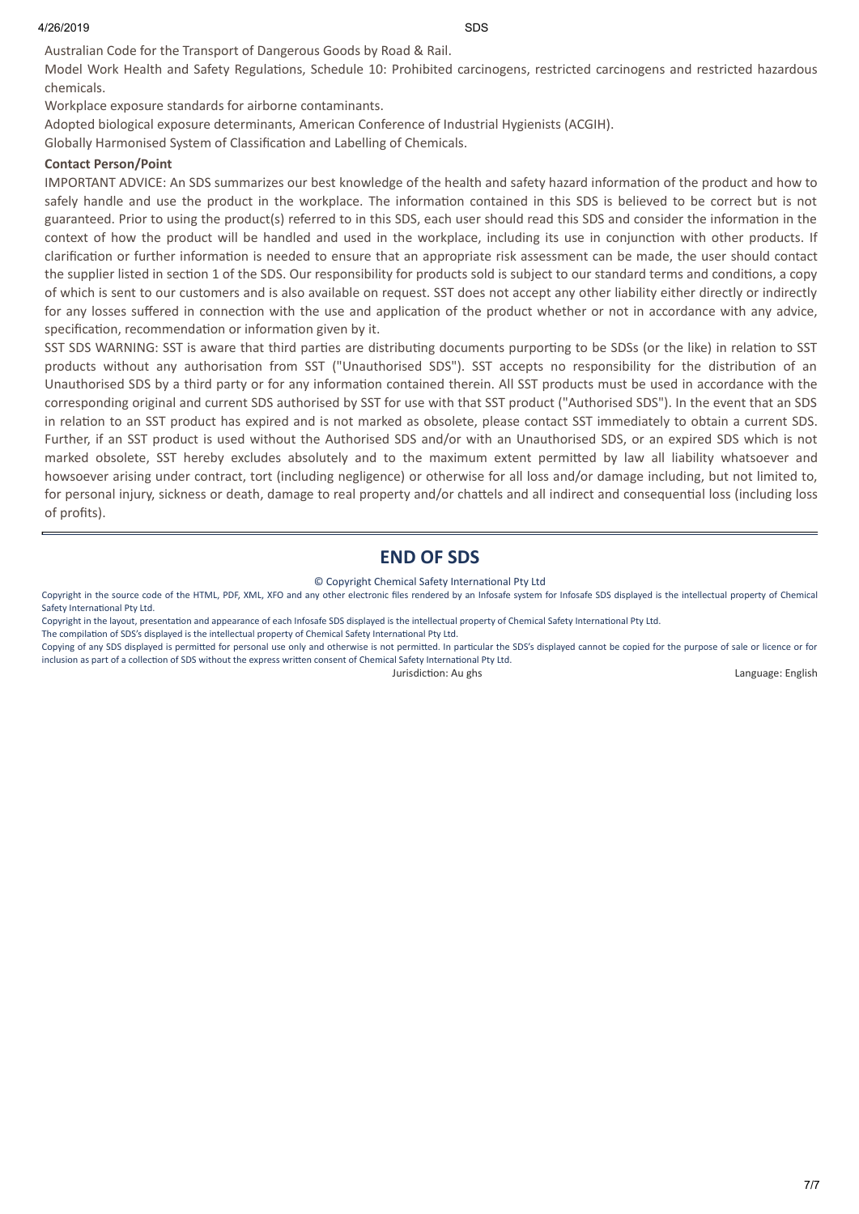Australian Code for the Transport of Dangerous Goods by Road & Rail.

Model Work Health and Safety Regulations, Schedule 10: Prohibited carcinogens, restricted carcinogens and restricted hazardous chemicals.

Workplace exposure standards for airborne contaminants.

Adopted biological exposure determinants, American Conference of Industrial Hygienists (ACGIH).

Globally Harmonised System of Classification and Labelling of Chemicals.

**Contact Person/Point**

IMPORTANT ADVICE: An SDS summarizes our best knowledge of the health and safety hazard information of the product and how to safely handle and use the product in the workplace. The information contained in this SDS is believed to be correct but is not guaranteed. Prior to using the product(s) referred to in this SDS, each user should read this SDS and consider the information in the context of how the product will be handled and used in the workplace, including its use in conjunction with other products. If clarification or further information is needed to ensure that an appropriate risk assessment can be made, the user should contact the supplier listed in section 1 of the SDS. Our responsibility for products sold is subject to our standard terms and conditions, a copy of which is sent to our customers and is also available on request. SST does not accept any other liability either directly or indirectly for any losses suffered in connection with the use and application of the product whether or not in accordance with any advice, specification, recommendation or information given by it.

SST SDS WARNING: SST is aware that third parties are distributing documents purporting to be SDSs (or the like) in relation to SST products without any authorisation from SST ("Unauthorised SDS"). SST accepts no responsibility for the distribution of an Unauthorised SDS by a third party or for any information contained therein. All SST products must be used in accordance with the corresponding original and current SDS authorised by SST for use with that SST product ("Authorised SDS"). In the event that an SDS in relation to an SST product has expired and is not marked as obsolete, please contact SST immediately to obtain a current SDS. Further, if an SST product is used without the Authorised SDS and/or with an Unauthorised SDS, or an expired SDS which is not marked obsolete, SST hereby excludes absolutely and to the maximum extent permitted by law all liability whatsoever and howsoever arising under contract, tort (including negligence) or otherwise for all loss and/or damage including, but not limited to, for personal injury, sickness or death, damage to real property and/or chattels and all indirect and consequential loss (including loss of profits).

## END OF SDS

© Copyright Chemical Safety International Pty Ltd

Copyright in the source code of the HTML, PDF, XML, XFO and any other electronic files rendered by an Infosafe system for Infosafe SDS displayed is the intellectual property of Chemical Safety International Pty Ltd.

Copyright in the layout, presentation and appearance of each Infosafe SDS displayed is the intellectual property of Chemical Safety International Pty Ltd.

The compilation of SDS's displayed is the intellectual property of Chemical Safety International Pty Ltd.

Copying of any SDS displayed is permitted for personal use only and otherwise is not permitted. In particular the SDS's displayed cannot be copied for the purpose of sale or licence or for inclusion as part of a collection of SDS without the express written consent of Chemical Safety International Pty Ltd.

Jurisdiction: Au ghs Language: English